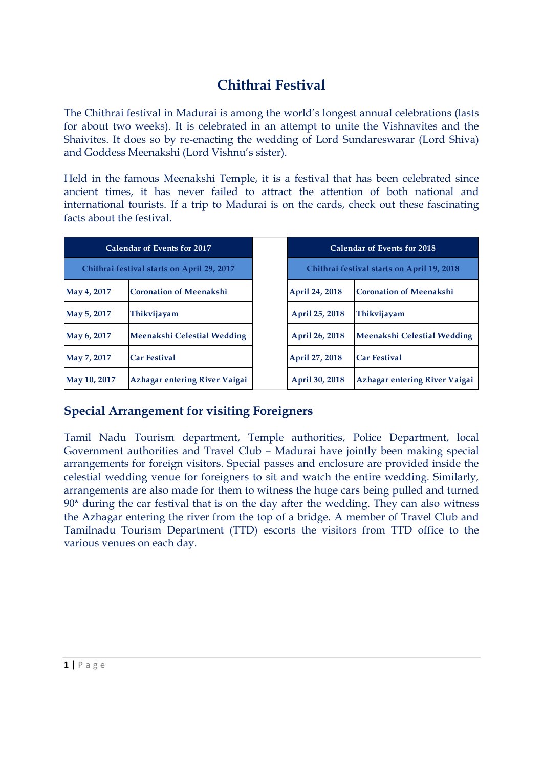# Chithrai Festival

The Chithrai festival in Madurai is among the world's longest annual celebrations (lasts for about two weeks). It is celebrated in an attempt to unite the Vishnavites and the Shaivites. It does so by re-enacting the wedding of Lord Sundareswarar (Lord Shiva) and Goddess Meenakshi (Lord Vishnu's sister).

Held in the famous Meenakshi Temple, it is a festival that has been celebrated since ancient times, it has never failed to attract the attention of both national and international tourists. If a trip to Madurai is on the cards, check out these fascinating facts about the festival.

| Calendar of Events for 2017 | |
|---|---|
| Chithrai festival starts on April 29, 2017 | |
| May 4, 2017 | Coronation of Meenakshi |
| May 5, 2017 | Thikvijayam |
| May 6, 2017 | Meenakshi Celestial Wedding |
| May 7, 2017 | Car Festival |
| May 10, 2017 | Azhagar entering River Vaigai |

| Calendar of Events for 2018 | |
|---|---|
| Chithrai festival starts on April 19, 2018 | |
| April 24, 2018 | Coronation of Meenakshi |
| April 25, 2018 | Thikvijayam |
| April 26, 2018 | Meenakshi Celestial Wedding |
| April 27, 2018 | Car Festival |
| April 30, 2018 | Azhagar entering River Vaigai |

## Special Arrangement for visiting Foreigners

Tamil Nadu Tourism department, Temple authorities, Police Department, local Government authorities and Travel Club – Madurai have jointly been making special arrangements for foreign visitors. Special passes and enclosure are provided inside the celestial wedding venue for foreigners to sit and watch the entire wedding. Similarly, arrangements are also made for them to witness the huge cars being pulled and turned 90* during the car festival that is on the day after the wedding. They can also witness the Azhagar entering the river from the top of a bridge. A member of Travel Club and Tamilnadu Tourism Department (TTD) escorts the visitors from TTD office to the various venues on each day.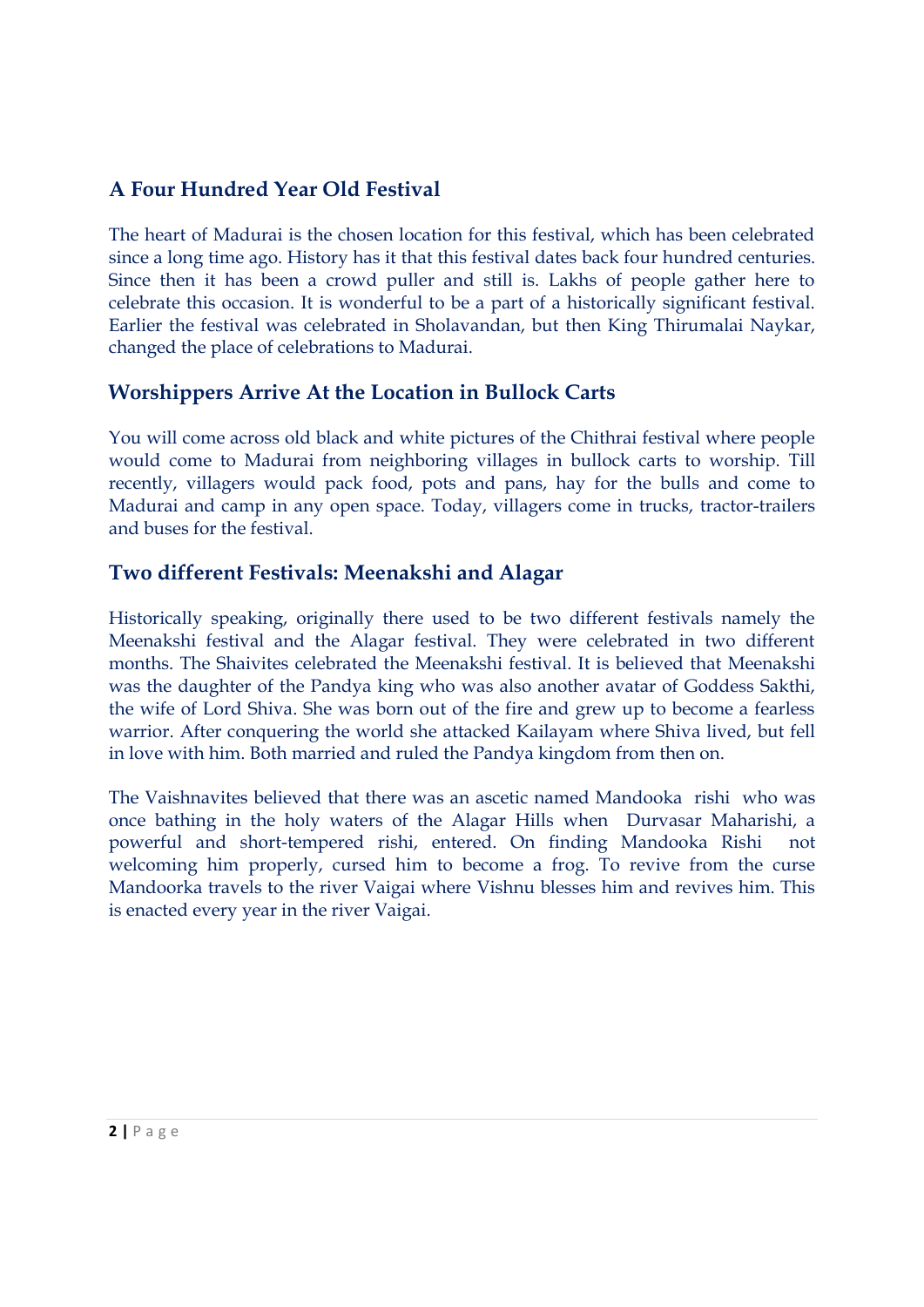## A Four Hundred Year Old Festival

The heart of Madurai is the chosen location for this festival, which has been celebrated since a long time ago. History has it that this festival dates back four hundred centuries. Since then it has been a crowd puller and still is. Lakhs of people gather here to celebrate this occasion. It is wonderful to be a part of a historically significant festival. Earlier the festival was celebrated in Sholavandan, but then King Thirumalai Naykar, changed the place of celebrations to Madurai.

## Worshippers Arrive At the Location in Bullock Carts

You will come across old black and white pictures of the Chithrai festival where people would come to Madurai from neighboring villages in bullock carts to worship. Till recently, villagers would pack food, pots and pans, hay for the bulls and come to Madurai and camp in any open space. Today, villagers come in trucks, tractor-trailers and buses for the festival.

## Two different Festivals: Meenakshi and Alagar

Historically speaking, originally there used to be two different festivals namely the Meenakshi festival and the Alagar festival. They were celebrated in two different months. The Shaivites celebrated the Meenakshi festival. It is believed that Meenakshi was the daughter of the Pandya king who was also another avatar of Goddess Sakthi, the wife of Lord Shiva. She was born out of the fire and grew up to become a fearless warrior. After conquering the world she attacked Kailayam where Shiva lived, but fell in love with him. Both married and ruled the Pandya kingdom from then on.

The Vaishnavites believed that there was an ascetic named Mandooka rishi who was once bathing in the holy waters of the Alagar Hills when Durvasar Maharishi, a powerful and short-tempered rishi, entered. On finding Mandooka Rishi not welcoming him properly, cursed him to become a frog. To revive from the curse Mandoorka travels to the river Vaigai where Vishnu blesses him and revives him. This is enacted every year in the river Vaigai.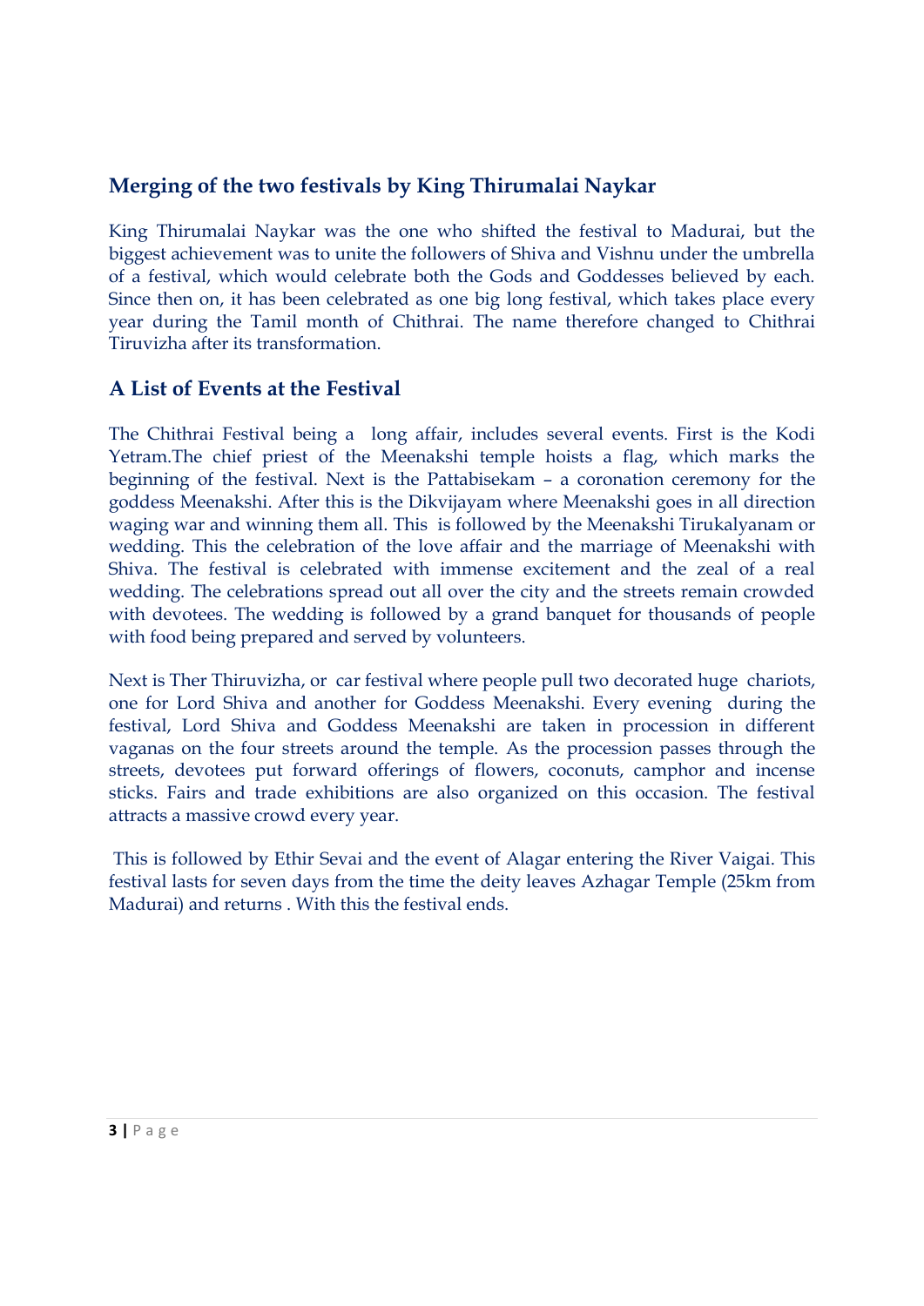## Merging of the two festivals by King Thirumalai Naykar

King Thirumalai Naykar was the one who shifted the festival to Madurai, but the biggest achievement was to unite the followers of Shiva and Vishnu under the umbrella of a festival, which would celebrate both the Gods and Goddesses believed by each. Since then on, it has been celebrated as one big long festival, which takes place every year during the Tamil month of Chithrai. The name therefore changed to Chithrai Tiruvizha after its transformation.

## A List of Events at the Festival

The Chithrai Festival being a long affair, includes several events. First is the Kodi Yetram.The chief priest of the Meenakshi temple hoists a flag, which marks the beginning of the festival. Next is the Pattabisekam – a coronation ceremony for the goddess Meenakshi. After this is the Dikvijayam where Meenakshi goes in all direction waging war and winning them all. This is followed by the Meenakshi Tirukalyanam or wedding. This the celebration of the love affair and the marriage of Meenakshi with Shiva. The festival is celebrated with immense excitement and the zeal of a real wedding. The celebrations spread out all over the city and the streets remain crowded with devotees. The wedding is followed by a grand banquet for thousands of people with food being prepared and served by volunteers.

Next is Ther Thiruvizha, or car festival where people pull two decorated huge chariots, one for Lord Shiva and another for Goddess Meenakshi. Every evening during the festival, Lord Shiva and Goddess Meenakshi are taken in procession in different vaganas on the four streets around the temple. As the procession passes through the streets, devotees put forward offerings of flowers, coconuts, camphor and incense sticks. Fairs and trade exhibitions are also organized on this occasion. The festival attracts a massive crowd every year.

This is followed by Ethir Sevai and the event of Alagar entering the River Vaigai. This festival lasts for seven days from the time the deity leaves Azhagar Temple (25km from Madurai) and returns . With this the festival ends.